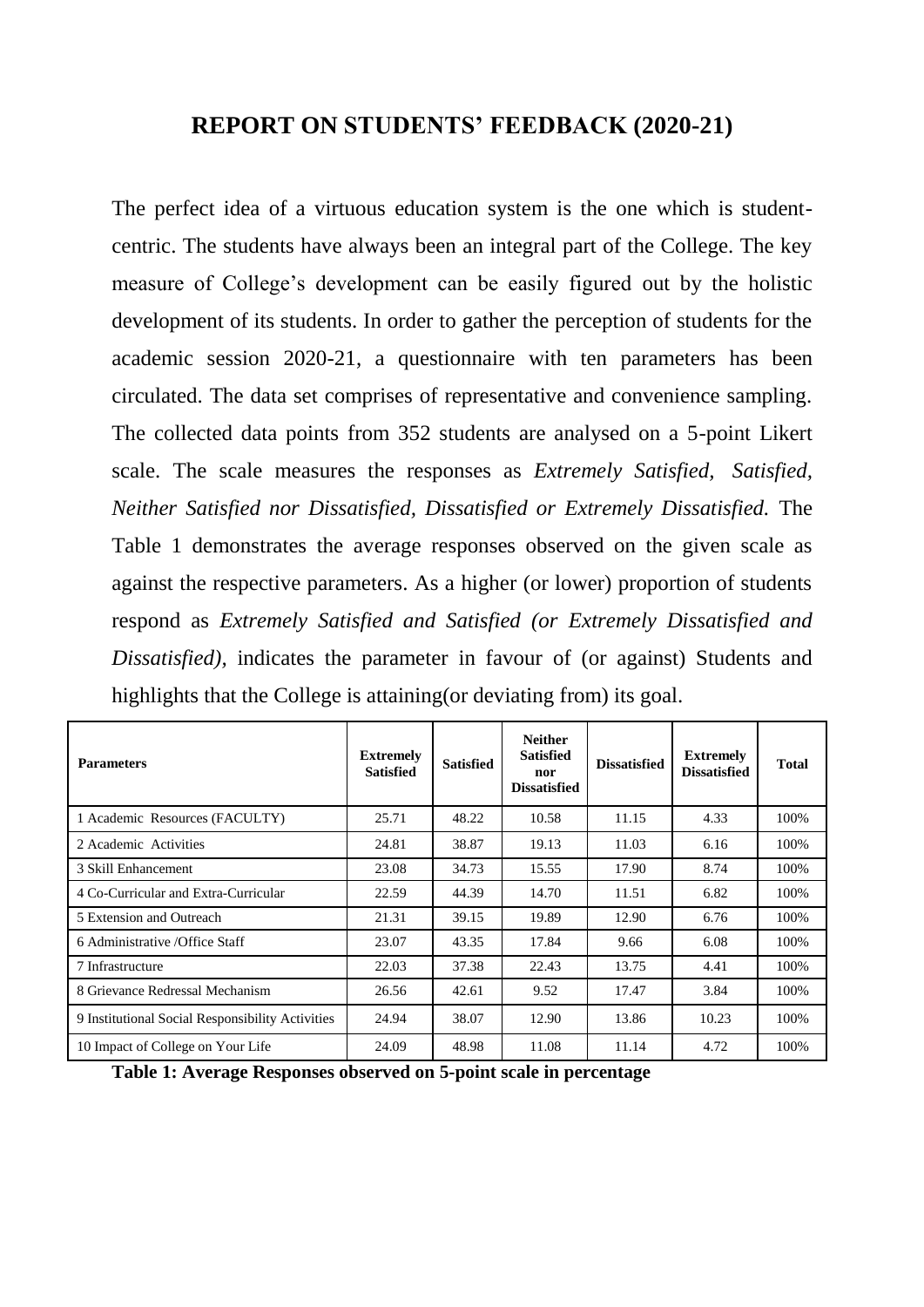# REPORT ON STUDENTS' FEEDBACK (2020-21)

The perfect idea of a virtuous education system is the one which is student-centric. The students have always been an integral part of the College. The key measure of College's development can be easily figured out by the holistic development of its students. In order to gather the perception of students for the academic session 2020-21, a questionnaire with ten parameters has been circulated. The data set comprises of representative and convenience sampling. The collected data points from 352 students are analysed on a 5-point Likert scale. The scale measures the responses as *Extremely Satisfied, Satisfied, Neither Satisfied nor Dissatisfied, Dissatisfied or Extremely Dissatisfied.* The Table 1 demonstrates the average responses observed on the given scale as against the respective parameters. As a higher (or lower) proportion of students respond as *Extremely Satisfied and Satisfied (or Extremely Dissatisfied and Dissatisfied),* indicates the parameter in favour of (or against) Students and highlights that the College is attaining(or deviating from) its goal.

| Parameters | Extremely Satisfied | Satisfied | Neither Satisfied nor Dissatisfied | Dissatisfied | Extremely Dissatisfied | Total |
|---|---|---|---|---|---|---|
| 1 Academic Resources (FACULTY) | 25.71 | 48.22 | 10.58 | 11.15 | 4.33 | 100% |
| 2 Academic Activities | 24.81 | 38.87 | 19.13 | 11.03 | 6.16 | 100% |
| 3 Skill Enhancement | 23.08 | 34.73 | 15.55 | 17.90 | 8.74 | 100% |
| 4 Co-Curricular and Extra-Curricular | 22.59 | 44.39 | 14.70 | 11.51 | 6.82 | 100% |
| 5 Extension and Outreach | 21.31 | 39.15 | 19.89 | 12.90 | 6.76 | 100% |
| 6 Administrative /Office Staff | 23.07 | 43.35 | 17.84 | 9.66 | 6.08 | 100% |
| 7 Infrastructure | 22.03 | 37.38 | 22.43 | 13.75 | 4.41 | 100% |
| 8 Grievance Redressal Mechanism | 26.56 | 42.61 | 9.52 | 17.47 | 3.84 | 100% |
| 9 Institutional Social Responsibility Activities | 24.94 | 38.07 | 12.90 | 13.86 | 10.23 | 100% |
| 10 Impact of College on Your Life | 24.09 | 48.98 | 11.08 | 11.14 | 4.72 | 100% |

**Table 1: Average Responses observed on 5-point scale in percentage**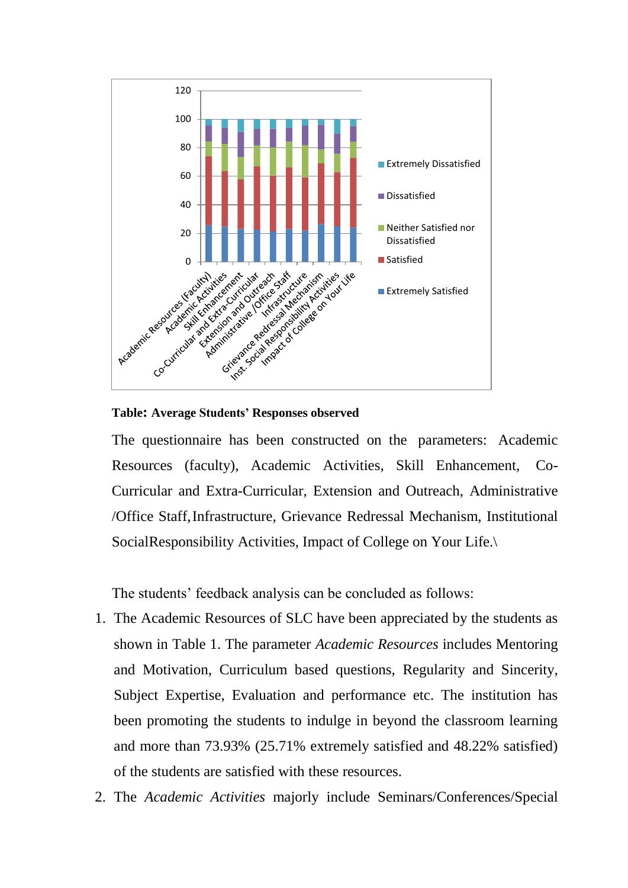120
100
80
60
40
20
0

Extremely Dissatisfied
Dissatisfied
Neither Satisfied nor Dissatisfied
Satisfied
Extremely Satisfied

Academic Resources (Faculty)
Academic Activities
Skill Enhancement
Co-Curricular and Extra-Curricular
Extension and Outreach
Administrative /Office Staff
Infrastructure
Grievance Redressal Mechanism
Inst. Social Responsibility Activities
Impact of College on Your Life

**Table: Average Students' Responses observed**

The questionnaire has been constructed on the parameters: Academic Resources (faculty), Academic Activities, Skill Enhancement, Co-Curricular and Extra-Curricular, Extension and Outreach, Administrative /Office Staff, Infrastructure, Grievance Redressal Mechanism, Institutional SocialResponsibility Activities, Impact of College on Your Life.\

The students' feedback analysis can be concluded as follows:

1. The Academic Resources of SLC have been appreciated by the students as shown in Table 1. The parameter *Academic Resources* includes Mentoring and Motivation, Curriculum based questions, Regularity and Sincerity, Subject Expertise, Evaluation and performance etc. The institution has been promoting the students to indulge in beyond the classroom learning and more than 73.93% (25.71% extremely satisfied and 48.22% satisfied) of the students are satisfied with these resources.
2. The *Academic Activities* majorly include Seminars/Conferences/Special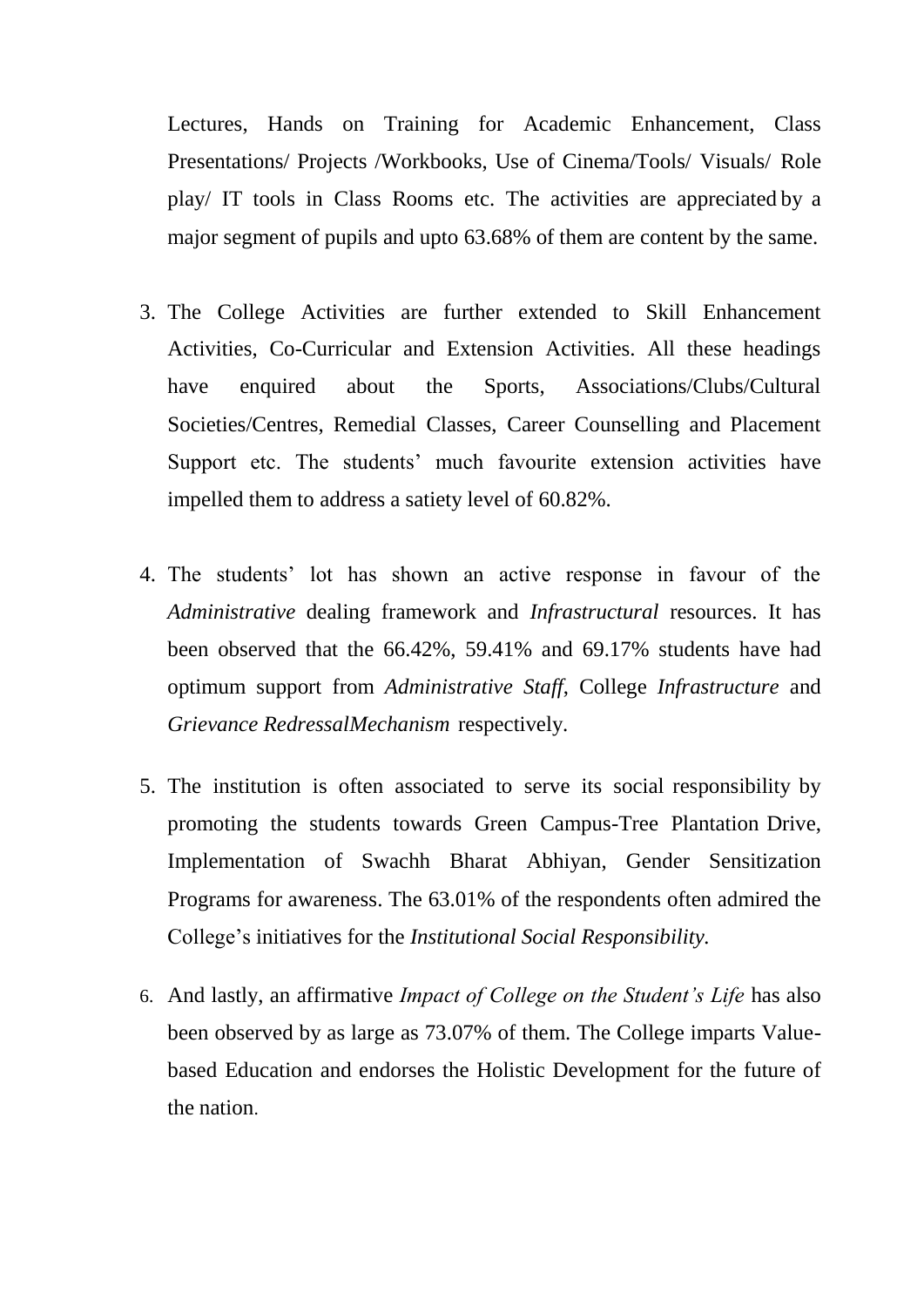Lectures, Hands on Training for Academic Enhancement, Class Presentations/ Projects /Workbooks, Use of Cinema/Tools/ Visuals/ Role play/ IT tools in Class Rooms etc. The activities are appreciated by a major segment of pupils and upto 63.68% of them are content by the same.

3. The College Activities are further extended to Skill Enhancement Activities, Co-Curricular and Extension Activities. All these headings have enquired about the Sports, Associations/Clubs/Cultural Societies/Centres, Remedial Classes, Career Counselling and Placement Support etc. The students' much favourite extension activities have impelled them to address a satiety level of 60.82%.

4. The students' lot has shown an active response in favour of the *Administrative* dealing framework and *Infrastructural* resources. It has been observed that the 66.42%, 59.41% and 69.17% students have had optimum support from *Administrative Staff*, College *Infrastructure* and *Grievance RedressalMechanism* respectively.

5. The institution is often associated to serve its social responsibility by promoting the students towards Green Campus-Tree Plantation Drive, Implementation of Swachh Bharat Abhiyan, Gender Sensitization Programs for awareness. The 63.01% of the respondents often admired the College's initiatives for the *Institutional Social Responsibility.*

6. And lastly, an affirmative *Impact of College on the Student's Life* has also been observed by as large as 73.07% of them. The College imparts Value-based Education and endorses the Holistic Development for the future of the nation.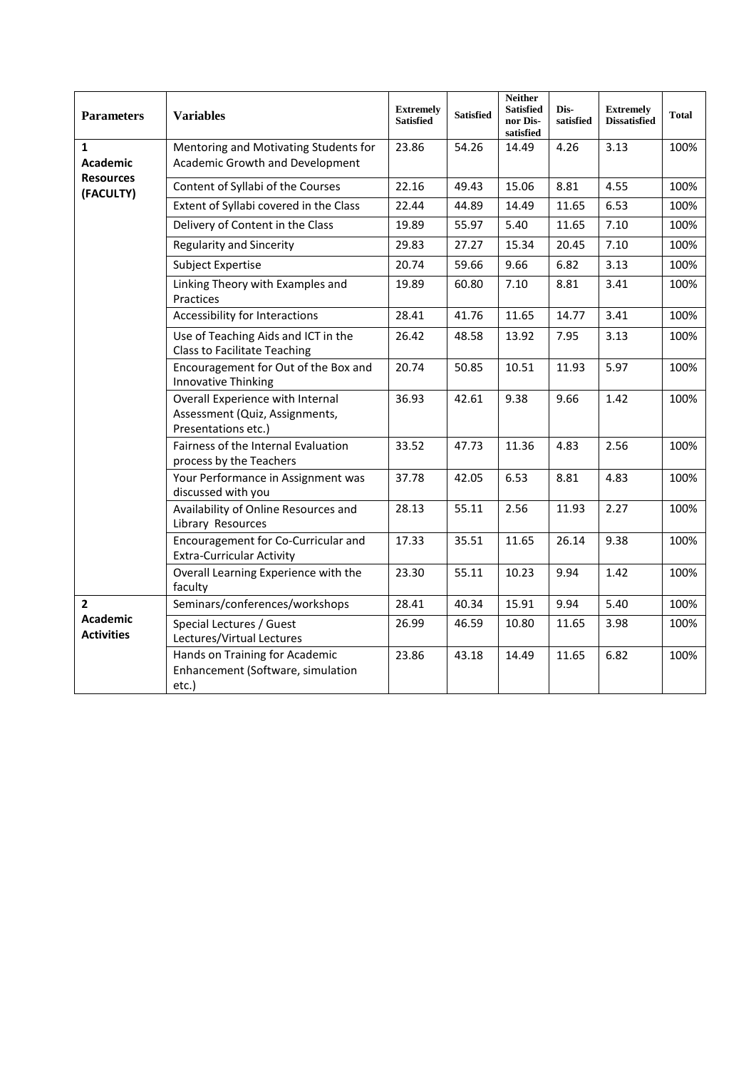| Parameters | Variables | Extremely Satisfied | Satisfied | Neither Satisfied nor Dis-satisfied | Dis-satisfied | Extremely Dissatisfied | Total |
|---|---|---|---|---|---|---|---|
| **1 Academic Resources (FACULTY)** | Mentoring and Motivating Students for Academic Growth and Development | 23.86 | 54.26 | 14.49 | 4.26 | 3.13 | 100% |
| | Content of Syllabi of the Courses | 22.16 | 49.43 | 15.06 | 8.81 | 4.55 | 100% |
| | Extent of Syllabi covered in the Class | 22.44 | 44.89 | 14.49 | 11.65 | 6.53 | 100% |
| | Delivery of Content in the Class | 19.89 | 55.97 | 5.40 | 11.65 | 7.10 | 100% |
| | Regularity and Sincerity | 29.83 | 27.27 | 15.34 | 20.45 | 7.10 | 100% |
| | Subject Expertise | 20.74 | 59.66 | 9.66 | 6.82 | 3.13 | 100% |
| | Linking Theory with Examples and Practices | 19.89 | 60.80 | 7.10 | 8.81 | 3.41 | 100% |
| | Accessibility for Interactions | 28.41 | 41.76 | 11.65 | 14.77 | 3.41 | 100% |
| | Use of Teaching Aids and ICT in the Class to Facilitate Teaching | 26.42 | 48.58 | 13.92 | 7.95 | 3.13 | 100% |
| | Encouragement for Out of the Box and Innovative Thinking | 20.74 | 50.85 | 10.51 | 11.93 | 5.97 | 100% |
| | Overall Experience with Internal Assessment (Quiz, Assignments, Presentations etc.) | 36.93 | 42.61 | 9.38 | 9.66 | 1.42 | 100% |
| | Fairness of the Internal Evaluation process by the Teachers | 33.52 | 47.73 | 11.36 | 4.83 | 2.56 | 100% |
| | Your Performance in Assignment was discussed with you | 37.78 | 42.05 | 6.53 | 8.81 | 4.83 | 100% |
| | Availability of Online Resources and Library Resources | 28.13 | 55.11 | 2.56 | 11.93 | 2.27 | 100% |
| | Encouragement for Co-Curricular and Extra-Curricular Activity | 17.33 | 35.51 | 11.65 | 26.14 | 9.38 | 100% |
| | Overall Learning Experience with the faculty | 23.30 | 55.11 | 10.23 | 9.94 | 1.42 | 100% |
| **2 Academic Activities** | Seminars/conferences/workshops | 28.41 | 40.34 | 15.91 | 9.94 | 5.40 | 100% |
| | Special Lectures / Guest Lectures/Virtual Lectures | 26.99 | 46.59 | 10.80 | 11.65 | 3.98 | 100% |
| | Hands on Training for Academic Enhancement (Software, simulation etc.) | 23.86 | 43.18 | 14.49 | 11.65 | 6.82 | 100% |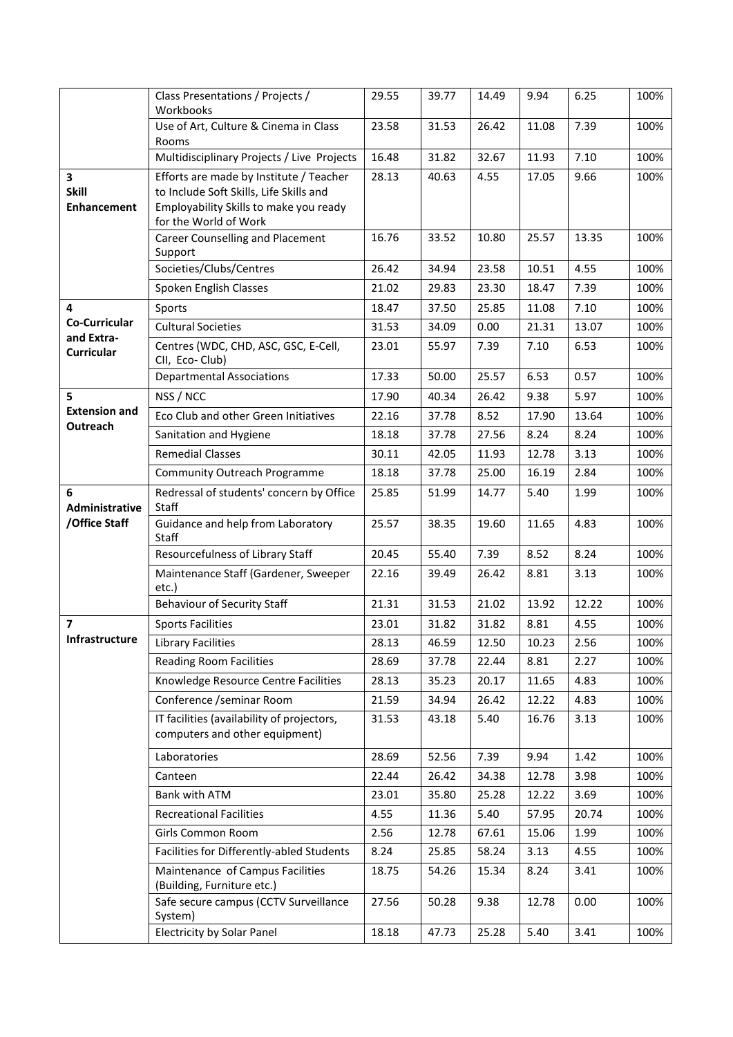| | | | | | | | |
|---|---|---|---|---|---|---|---|
| | Class Presentations / Projects / Workbooks | 29.55 | 39.77 | 14.49 | 9.94 | 6.25 | 100% |
| | Use of Art, Culture & Cinema in Class Rooms | 23.58 | 31.53 | 26.42 | 11.08 | 7.39 | 100% |
| | Multidisciplinary Projects / Live Projects | 16.48 | 31.82 | 32.67 | 11.93 | 7.10 | 100% |
| **3 Skill Enhancement** | Efforts are made by Institute / Teacher to Include Soft Skills, Life Skills and Employability Skills to make you ready for the World of Work | 28.13 | 40.63 | 4.55 | 17.05 | 9.66 | 100% |
| | Career Counselling and Placement Support | 16.76 | 33.52 | 10.80 | 25.57 | 13.35 | 100% |
| | Societies/Clubs/Centres | 26.42 | 34.94 | 23.58 | 10.51 | 4.55 | 100% |
| | Spoken English Classes | 21.02 | 29.83 | 23.30 | 18.47 | 7.39 | 100% |
| **4 Co-Curricular and Extra-Curricular** | Sports | 18.47 | 37.50 | 25.85 | 11.08 | 7.10 | 100% |
| | Cultural Societies | 31.53 | 34.09 | 0.00 | 21.31 | 13.07 | 100% |
| | Centres (WDC, CHD, ASC, GSC, E-Cell, CII, Eco- Club) | 23.01 | 55.97 | 7.39 | 7.10 | 6.53 | 100% |
| | Departmental Associations | 17.33 | 50.00 | 25.57 | 6.53 | 0.57 | 100% |
| **5 Extension and Outreach** | NSS / NCC | 17.90 | 40.34 | 26.42 | 9.38 | 5.97 | 100% |
| | Eco Club and other Green Initiatives | 22.16 | 37.78 | 8.52 | 17.90 | 13.64 | 100% |
| | Sanitation and Hygiene | 18.18 | 37.78 | 27.56 | 8.24 | 8.24 | 100% |
| | Remedial Classes | 30.11 | 42.05 | 11.93 | 12.78 | 3.13 | 100% |
| | Community Outreach Programme | 18.18 | 37.78 | 25.00 | 16.19 | 2.84 | 100% |
| **6 Administrative /Office Staff** | Redressal of students' concern by Office Staff | 25.85 | 51.99 | 14.77 | 5.40 | 1.99 | 100% |
| | Guidance and help from Laboratory Staff | 25.57 | 38.35 | 19.60 | 11.65 | 4.83 | 100% |
| | Resourcefulness of Library Staff | 20.45 | 55.40 | 7.39 | 8.52 | 8.24 | 100% |
| | Maintenance Staff (Gardener, Sweeper etc.) | 22.16 | 39.49 | 26.42 | 8.81 | 3.13 | 100% |
| | Behaviour of Security Staff | 21.31 | 31.53 | 21.02 | 13.92 | 12.22 | 100% |
| **7 Infrastructure** | Sports Facilities | 23.01 | 31.82 | 31.82 | 8.81 | 4.55 | 100% |
| | Library Facilities | 28.13 | 46.59 | 12.50 | 10.23 | 2.56 | 100% |
| | Reading Room Facilities | 28.69 | 37.78 | 22.44 | 8.81 | 2.27 | 100% |
| | Knowledge Resource Centre Facilities | 28.13 | 35.23 | 20.17 | 11.65 | 4.83 | 100% |
| | Conference /seminar Room | 21.59 | 34.94 | 26.42 | 12.22 | 4.83 | 100% |
| | IT facilities (availability of projectors, computers and other equipment) | 31.53 | 43.18 | 5.40 | 16.76 | 3.13 | 100% |
| | Laboratories | 28.69 | 52.56 | 7.39 | 9.94 | 1.42 | 100% |
| | Canteen | 22.44 | 26.42 | 34.38 | 12.78 | 3.98 | 100% |
| | Bank with ATM | 23.01 | 35.80 | 25.28 | 12.22 | 3.69 | 100% |
| | Recreational Facilities | 4.55 | 11.36 | 5.40 | 57.95 | 20.74 | 100% |
| | Girls Common Room | 2.56 | 12.78 | 67.61 | 15.06 | 1.99 | 100% |
| | Facilities for Differently-abled Students | 8.24 | 25.85 | 58.24 | 3.13 | 4.55 | 100% |
| | Maintenance of Campus Facilities (Building, Furniture etc.) | 18.75 | 54.26 | 15.34 | 8.24 | 3.41 | 100% |
| | Safe secure campus (CCTV Surveillance System) | 27.56 | 50.28 | 9.38 | 12.78 | 0.00 | 100% |
| | Electricity by Solar Panel | 18.18 | 47.73 | 25.28 | 5.40 | 3.41 | 100% |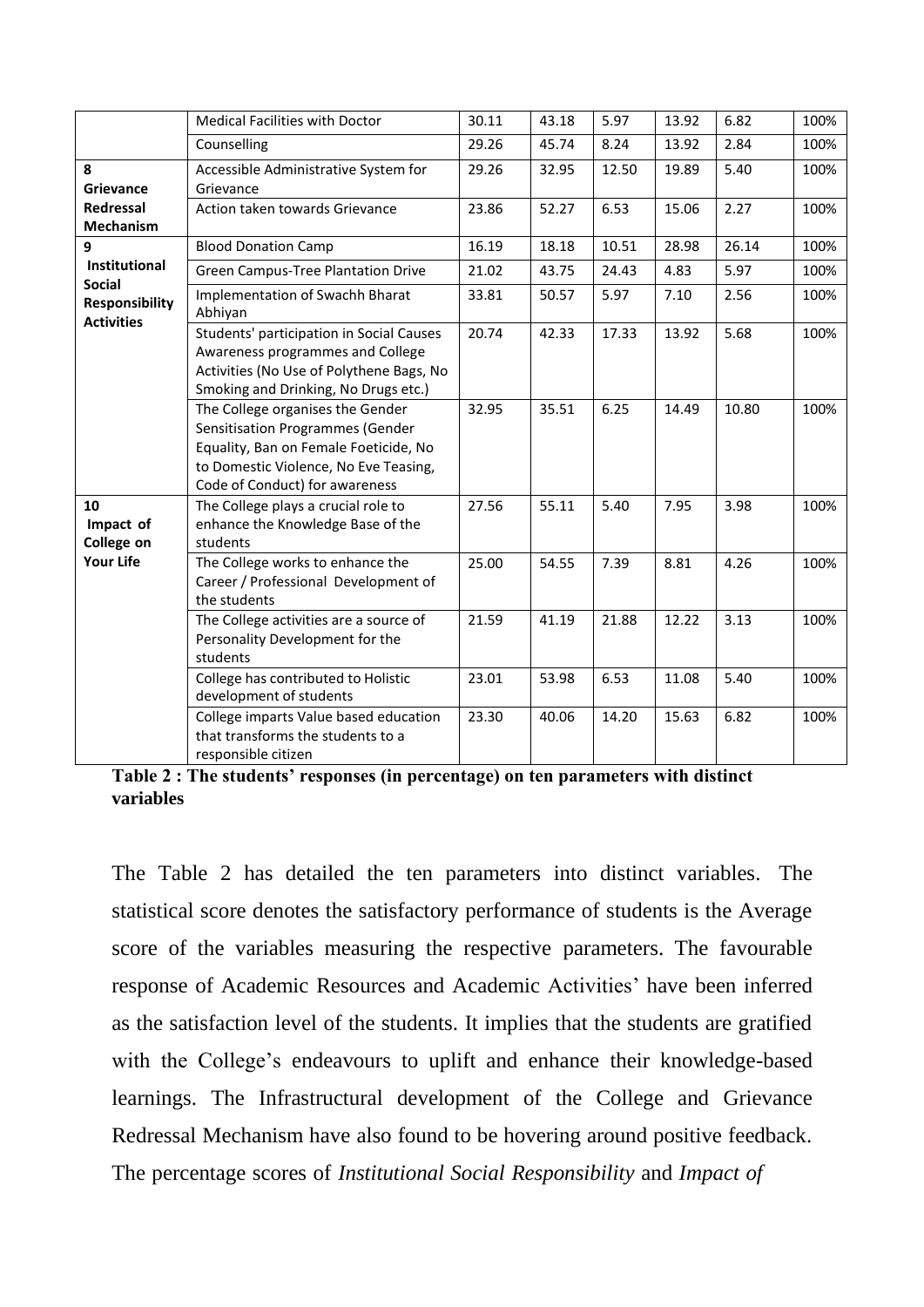| | | | | | | | |
|---|---|---|---|---|---|---|---|
| | Medical Facilities with Doctor | 30.11 | 43.18 | 5.97 | 13.92 | 6.82 | 100% |
| | Counselling | 29.26 | 45.74 | 8.24 | 13.92 | 2.84 | 100% |
| **8 Grievance Redressal Mechanism** | Accessible Administrative System for Grievance | 29.26 | 32.95 | 12.50 | 19.89 | 5.40 | 100% |
| | Action taken towards Grievance | 23.86 | 52.27 | 6.53 | 15.06 | 2.27 | 100% |
| **9 Institutional Social Responsibility Activities** | Blood Donation Camp | 16.19 | 18.18 | 10.51 | 28.98 | 26.14 | 100% |
| | Green Campus-Tree Plantation Drive | 21.02 | 43.75 | 24.43 | 4.83 | 5.97 | 100% |
| | Implementation of Swachh Bharat Abhiyan | 33.81 | 50.57 | 5.97 | 7.10 | 2.56 | 100% |
| | Students' participation in Social Causes Awareness programmes and College Activities (No Use of Polythene Bags, No Smoking and Drinking, No Drugs etc.) | 20.74 | 42.33 | 17.33 | 13.92 | 5.68 | 100% |
| | The College organises the Gender Sensitisation Programmes (Gender Equality, Ban on Female Foeticide, No to Domestic Violence, No Eve Teasing, Code of Conduct) for awareness | 32.95 | 35.51 | 6.25 | 14.49 | 10.80 | 100% |
| **10 Impact of College on Your Life** | The College plays a crucial role to enhance the Knowledge Base of the students | 27.56 | 55.11 | 5.40 | 7.95 | 3.98 | 100% |
| | The College works to enhance the Career / Professional Development of the students | 25.00 | 54.55 | 7.39 | 8.81 | 4.26 | 100% |
| | The College activities are a source of Personality Development for the students | 21.59 | 41.19 | 21.88 | 12.22 | 3.13 | 100% |
| | College has contributed to Holistic development of students | 23.01 | 53.98 | 6.53 | 11.08 | 5.40 | 100% |
| | College imparts Value based education that transforms the students to a responsible citizen | 23.30 | 40.06 | 14.20 | 15.63 | 6.82 | 100% |

**Table 2 : The students' responses (in percentage) on ten parameters with distinct variables**

The Table 2 has detailed the ten parameters into distinct variables. The statistical score denotes the satisfactory performance of students is the Average score of the variables measuring the respective parameters. The favourable response of Academic Resources and Academic Activities' have been inferred as the satisfaction level of the students. It implies that the students are gratified with the College's endeavours to uplift and enhance their knowledge-based learnings. The Infrastructural development of the College and Grievance Redressal Mechanism have also found to be hovering around positive feedback. The percentage scores of *Institutional Social Responsibility* and *Impact of*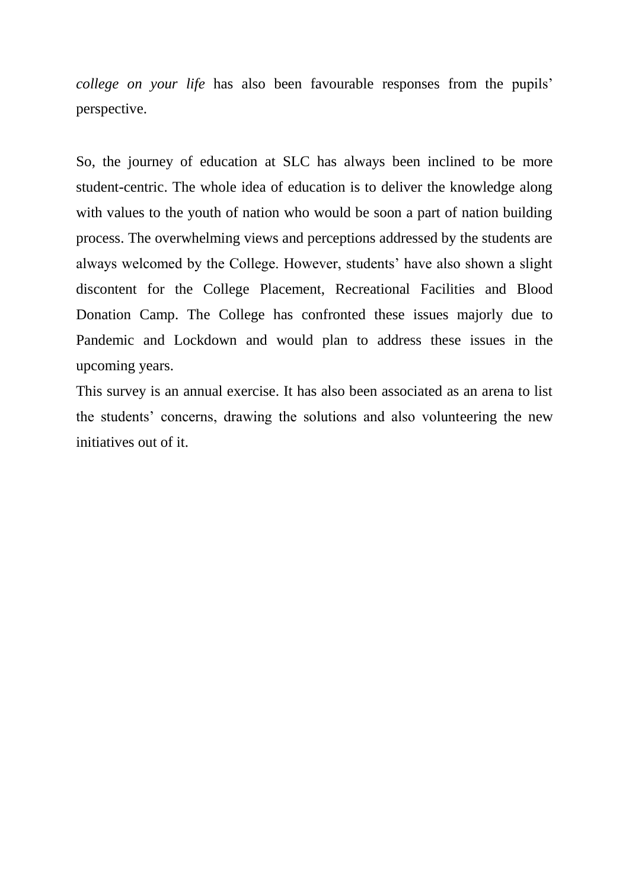*college on your life* has also been favourable responses from the pupils' perspective.

So, the journey of education at SLC has always been inclined to be more student-centric. The whole idea of education is to deliver the knowledge along with values to the youth of nation who would be soon a part of nation building process. The overwhelming views and perceptions addressed by the students are always welcomed by the College. However, students' have also shown a slight discontent for the College Placement, Recreational Facilities and Blood Donation Camp. The College has confronted these issues majorly due to Pandemic and Lockdown and would plan to address these issues in the upcoming years.

This survey is an annual exercise. It has also been associated as an arena to list the students' concerns, drawing the solutions and also volunteering the new initiatives out of it.